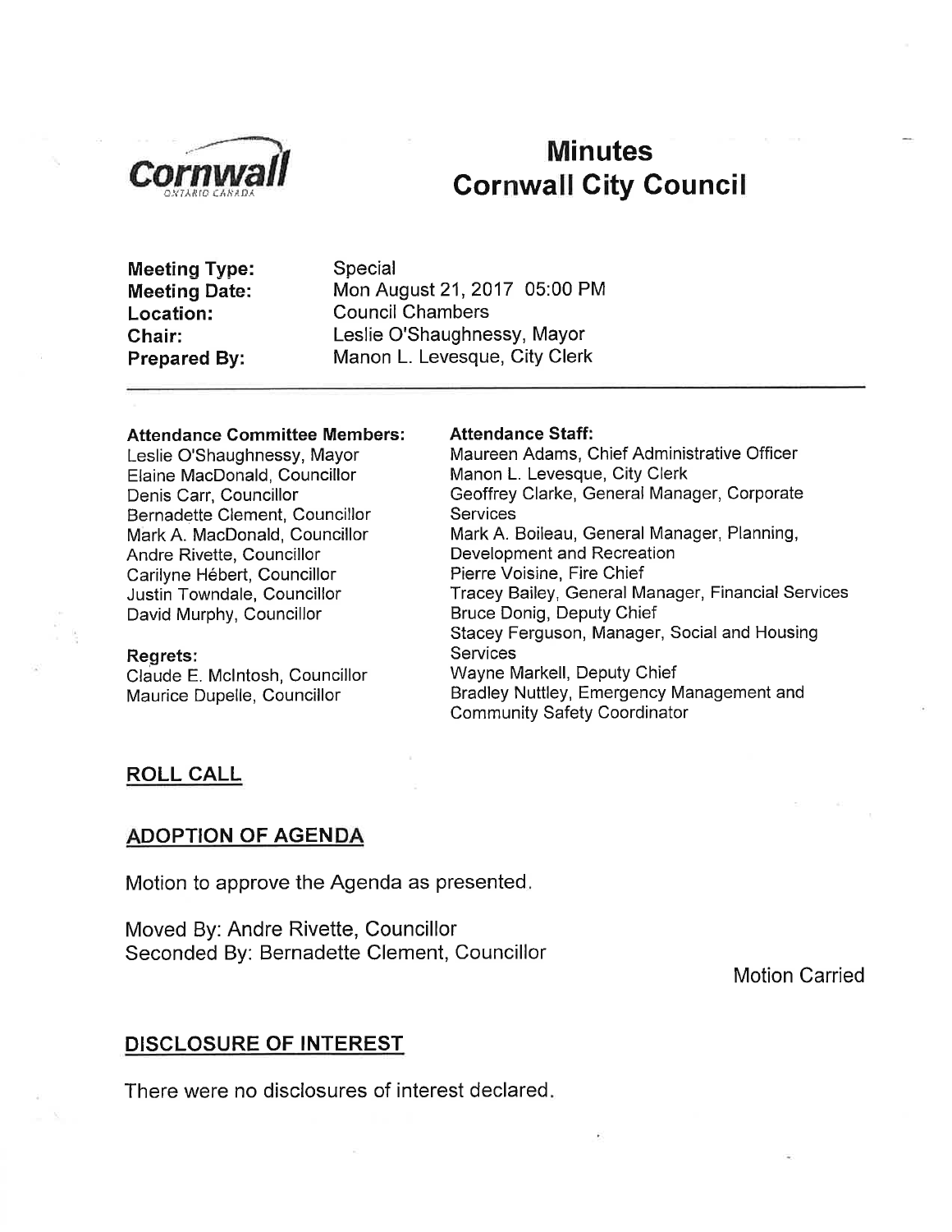# Minutes
# Cornwall City Council

**Meeting Type:** Special
**Meeting Date:** Mon August 21, 2017 05:00 PM
**Location:** Council Chambers
**Chair:** Leslie O'Shaughnessy, Mayor
**Prepared By:** Manon L. Levesque, City Clerk

---

**Attendance Committee Members:**
Leslie O'Shaughnessy, Mayor
Elaine MacDonald, Councillor
Denis Carr, Councillor
Bernadette Clement, Councillor
Mark A. MacDonald, Councillor
Andre Rivette, Councillor
Carilyne Hébert, Councillor
Justin Towndale, Councillor
David Murphy, Councillor

**Regrets:**
Claude E. McIntosh, Councillor
Maurice Dupelle, Councillor

**Attendance Staff:**
Maureen Adams, Chief Administrative Officer
Manon L. Levesque, City Clerk
Geoffrey Clarke, General Manager, Corporate Services
Mark A. Boileau, General Manager, Planning, Development and Recreation
Pierre Voisine, Fire Chief
Tracey Bailey, General Manager, Financial Services
Bruce Donig, Deputy Chief
Stacey Ferguson, Manager, Social and Housing Services
Wayne Markell, Deputy Chief
Bradley Nuttley, Emergency Management and Community Safety Coordinator

## ROLL CALL

## ADOPTION OF AGENDA

Motion to approve the Agenda as presented.

Moved By: Andre Rivette, Councillor
Seconded By: Bernadette Clement, Councillor

Motion Carried

## DISCLOSURE OF INTEREST

There were no disclosures of interest declared.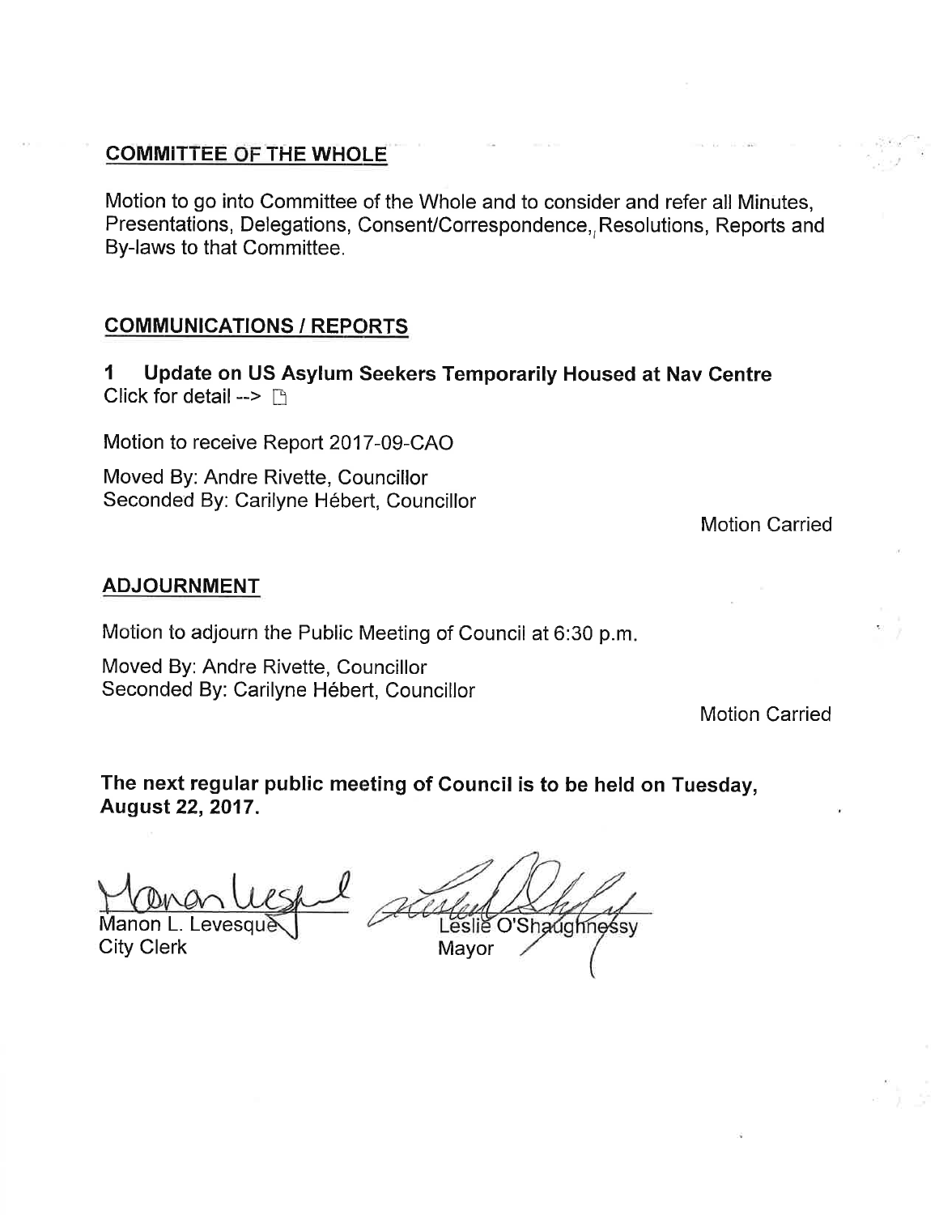## COMMITTEE OF THE WHOLE

Motion to go into Committee of the Whole and to consider and refer all Minutes, Presentations, Delegations, Consent/Correspondence, Resolutions, Reports and By-laws to that Committee.

## COMMUNICATIONS / REPORTS

### 1 Update on US Asylum Seekers Temporarily Housed at Nav Centre

Click for detail -->

Motion to receive Report 2017-09-CAO

Moved By: Andre Rivette, Councillor
Seconded By: Carilyne Hébert, Councillor

Motion Carried

## ADJOURNMENT

Motion to adjourn the Public Meeting of Council at 6:30 p.m.

Moved By: Andre Rivette, Councillor
Seconded By: Carilyne Hébert, Councillor

Motion Carried

**The next regular public meeting of Council is to be held on Tuesday, August 22, 2017.**

Manon L. Levesque
City Clerk

Leslie O'Shaughnessy
Mayor